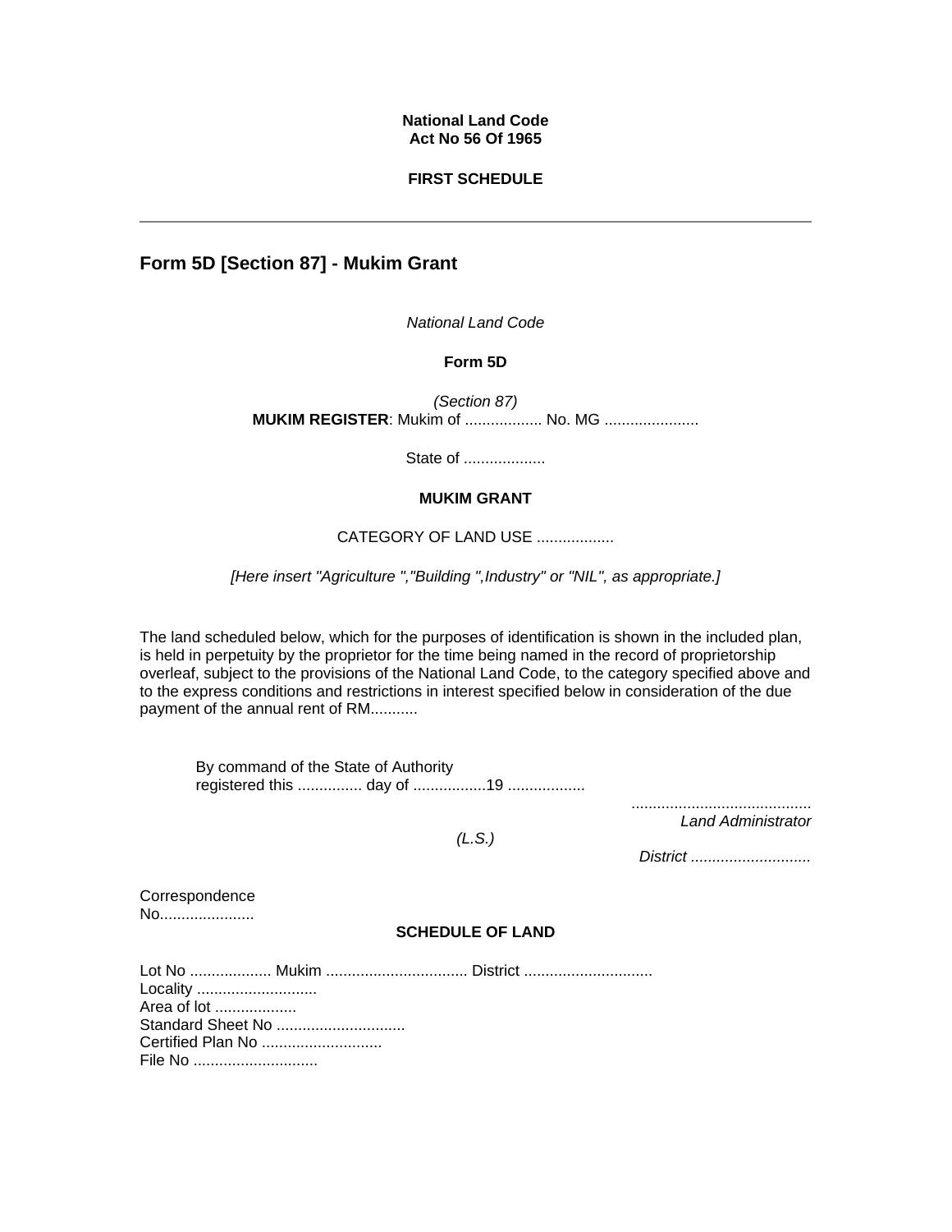**National Land Code**
**Act No 56 Of 1965**

**FIRST SCHEDULE**

---

## Form 5D [Section 87] - Mukim Grant

*National Land Code*

**Form 5D**

*(Section 87)*
**MUKIM REGISTER**: Mukim of .................. No. MG ......................

State of ...................

**MUKIM GRANT**

CATEGORY OF LAND USE ..................

*[Here insert "Agriculture ","Building ",Industry" or "NIL", as appropriate.]*

The land scheduled below, which for the purposes of identification is shown in the included plan, is held in perpetuity by the proprietor for the time being named in the record of proprietorship overleaf, subject to the provisions of the National Land Code, to the category specified above and to the express conditions and restrictions in interest specified below in consideration of the due payment of the annual rent of RM...........

By command of the State of Authority
registered this ............... day of .................19 ..................

..........................................
*Land Administrator*

*(L.S.)*

*District ............................*

Correspondence
No......................

**SCHEDULE OF LAND**

Lot No ................... Mukim ................................. District ..............................
Locality ............................
Area of lot ...................
Standard Sheet No ..............................
Certified Plan No ............................
File No .............................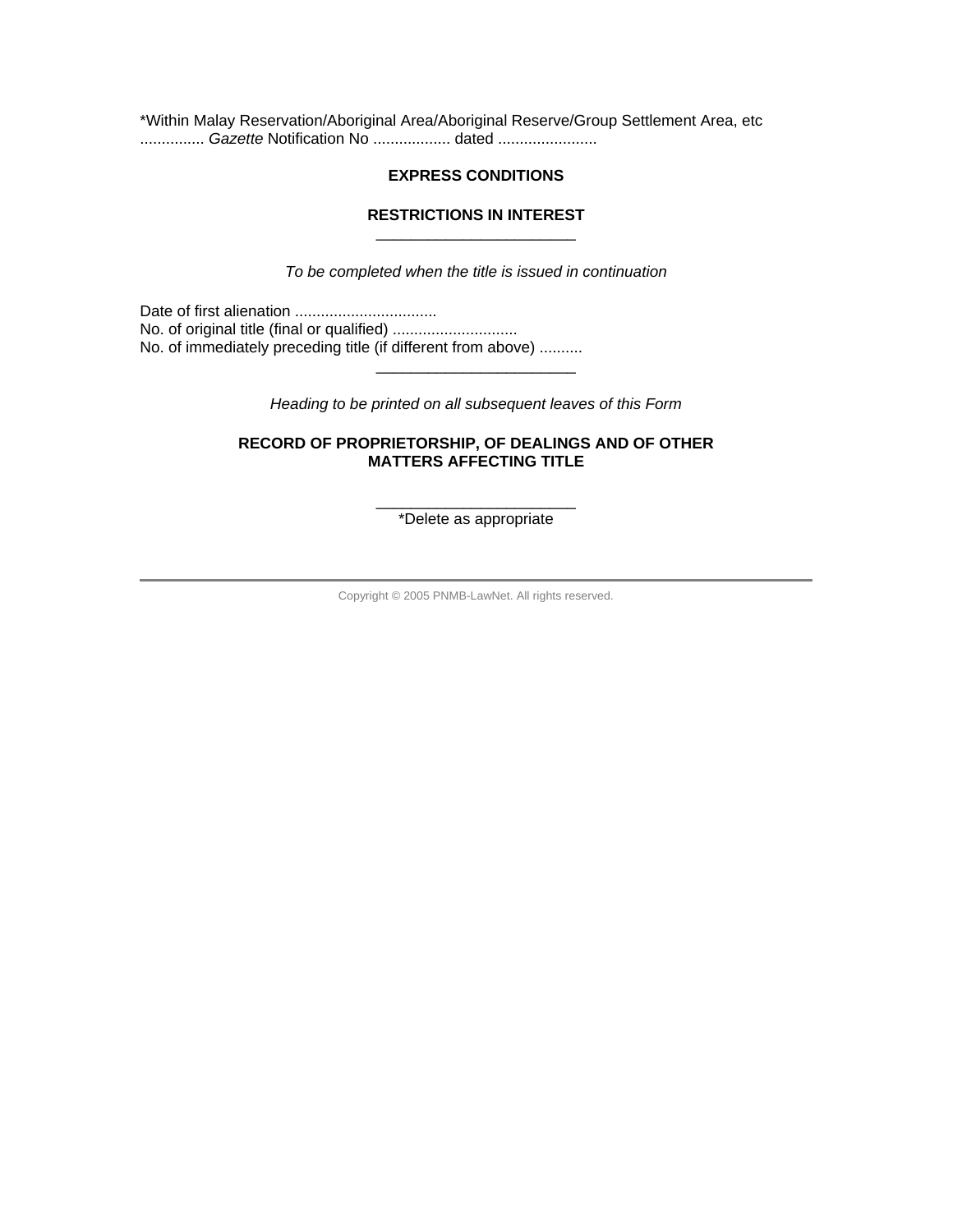*Within Malay Reservation/Aboriginal Area/Aboriginal Reserve/Group Settlement Area, etc ............... *Gazette* Notification No .................. dated .......................

**EXPRESS CONDITIONS**

**RESTRICTIONS IN INTEREST**

---

*To be completed when the title is issued in continuation*

Date of first alienation .................................
No. of original title (final or qualified) ............................
No. of immediately preceding title (if different from above) ..........

---

*Heading to be printed on all subsequent leaves of this Form*

**RECORD OF PROPRIETORSHIP, OF DEALINGS AND OF OTHER MATTERS AFFECTING TITLE**

---

*Delete as appropriate